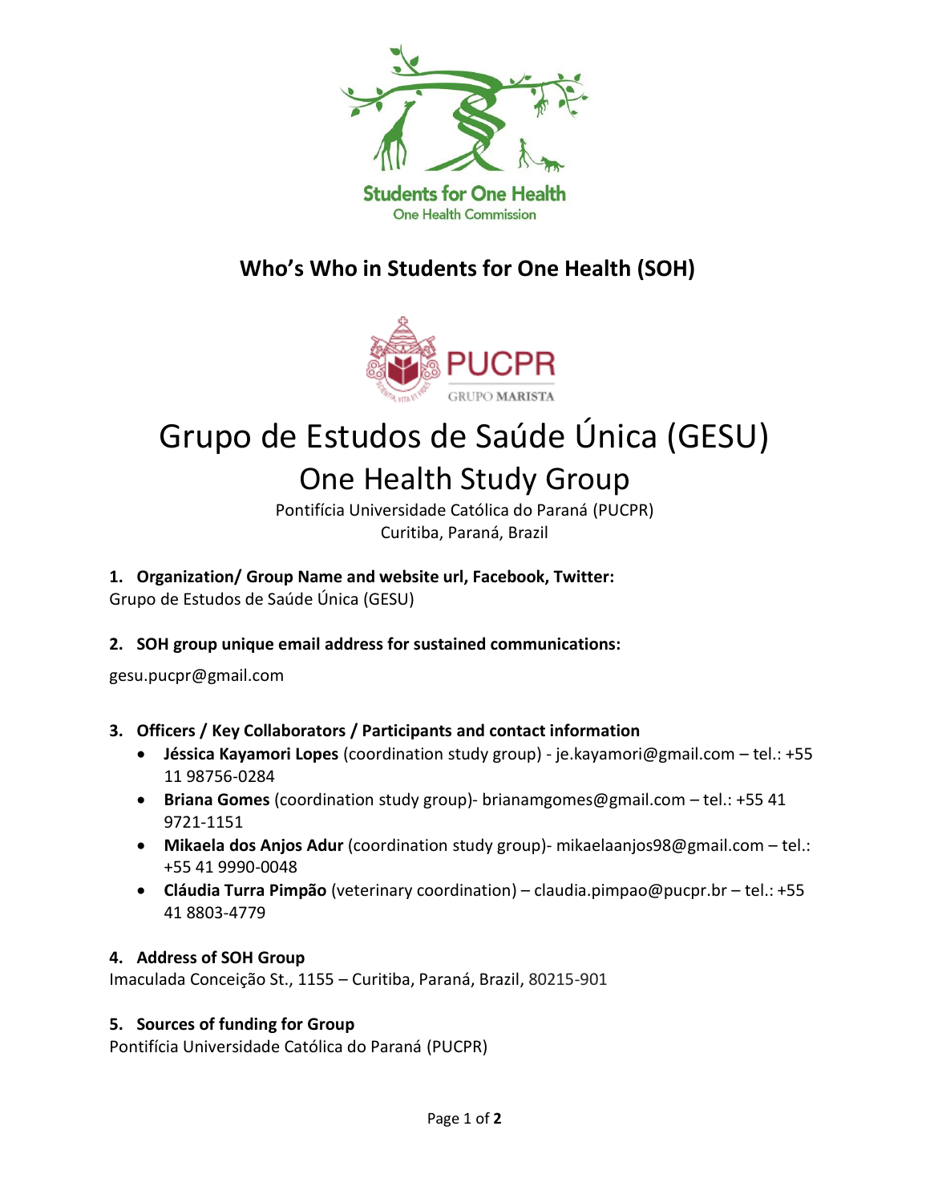Students for One Health

One Health Commission

## Who's Who in Students for One Health (SOH)

PUCPR

GRUPO MARISTA

# Grupo de Estudos de Saúde Única (GESU)

## One Health Study Group

Pontifícia Universidade Católica do Paraná (PUCPR)
Curitiba, Paraná, Brazil

1. **Organization/ Group Name and website url, Facebook, Twitter:**

Grupo de Estudos de Saúde Única (GESU)

2. **SOH group unique email address for sustained communications:**

gesu.pucpr@gmail.com

3. **Officers / Key Collaborators / Participants and contact information**
   - **Jéssica Kayamori Lopes** (coordination study group) - je.kayamori@gmail.com – tel.: +55 11 98756-0284
   - **Briana Gomes** (coordination study group)- brianamgomes@gmail.com – tel.: +55 41 9721-1151
   - **Mikaela dos Anjos Adur** (coordination study group)- mikaelaanjos98@gmail.com – tel.: +55 41 9990-0048
   - **Cláudia Turra Pimpão** (veterinary coordination) – claudia.pimpao@pucpr.br – tel.: +55 41 8803-4779

4. **Address of SOH Group**

Imaculada Conceição St., 1155 – Curitiba, Paraná, Brazil, 80215-901

5. **Sources of funding for Group**

Pontifícia Universidade Católica do Paraná (PUCPR)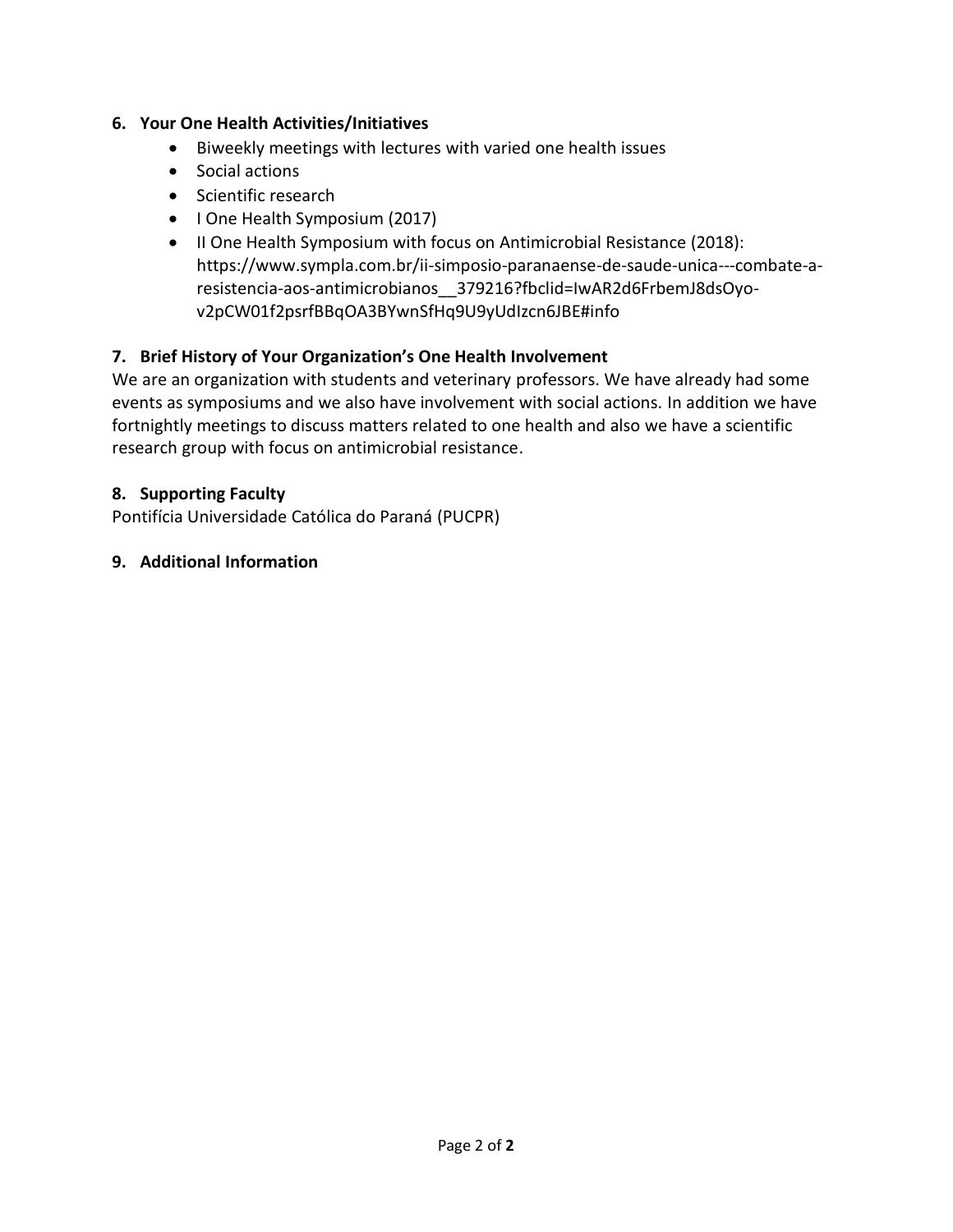## 6. Your One Health Activities/Initiatives

- Biweekly meetings with lectures with varied one health issues
- Social actions
- Scientific research
- I One Health Symposium (2017)
- II One Health Symposium with focus on Antimicrobial Resistance (2018): https://www.sympla.com.br/ii-simposio-paranaense-de-saude-unica---combate-a-resistencia-aos-antimicrobianos__379216?fbclid=IwAR2d6FrbemJ8dsOyo-v2pCW01f2psrfBBqOA3BYwnSfHq9U9yUdIzcn6JBE#info

## 7. Brief History of Your Organization's One Health Involvement

We are an organization with students and veterinary professors. We have already had some events as symposiums and we also have involvement with social actions. In addition we have fortnightly meetings to discuss matters related to one health and also we have a scientific research group with focus on antimicrobial resistance.

## 8. Supporting Faculty

Pontifícia Universidade Católica do Paraná (PUCPR)

## 9. Additional Information